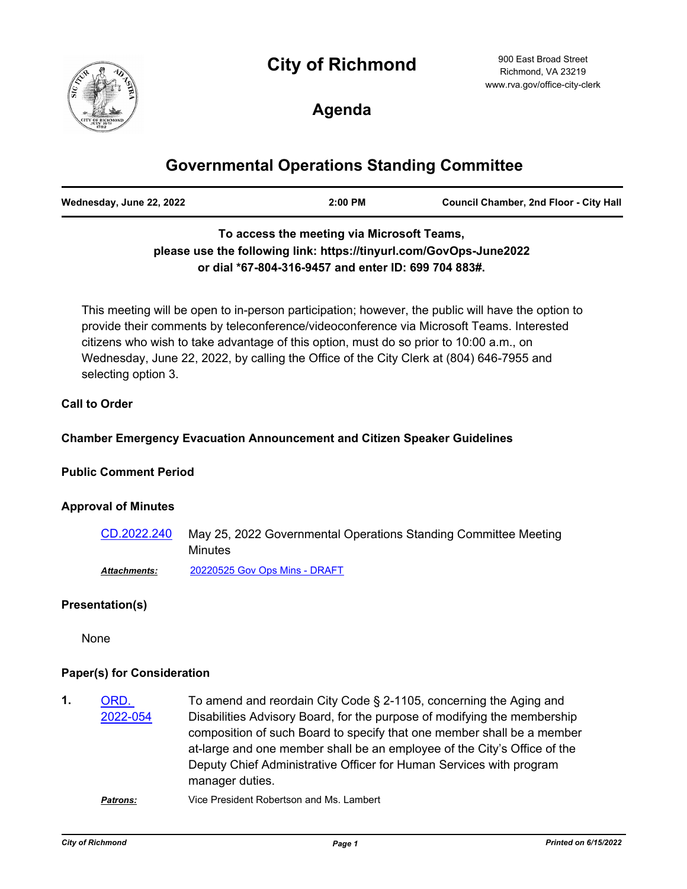# City of Richmond

900 East Broad Street
Richmond, VA 23219
www.rva.gov/office-city-clerk

## Agenda

# Governmental Operations Standing Committee

| Wednesday, June 22, 2022 | 2:00 PM | Council Chamber, 2nd Floor - City Hall |
|---|---|---|

**To access the meeting via Microsoft Teams, please use the following link: https://tinyurl.com/GovOps-June2022 or dial *67-804-316-9457 and enter ID: 699 704 883#.**

This meeting will be open to in-person participation; however, the public will have the option to provide their comments by teleconference/videoconference via Microsoft Teams. Interested citizens who wish to take advantage of this option, must do so prior to 10:00 a.m., on Wednesday, June 22, 2022, by calling the Office of the City Clerk at (804) 646-7955 and selecting option 3.

### Call to Order

### Chamber Emergency Evacuation Announcement and Citizen Speaker Guidelines

### Public Comment Period

### Approval of Minutes

CD.2022.240 — May 25, 2022 Governmental Operations Standing Committee Meeting Minutes

***Attachments:*** 20220525 Gov Ops Mins - DRAFT

### Presentation(s)

None

### Paper(s) for Consideration

**1.** ORD. 2022-054 — To amend and reordain City Code § 2-1105, concerning the Aging and Disabilities Advisory Board, for the purpose of modifying the membership composition of such Board to specify that one member shall be a member at-large and one member shall be an employee of the City's Office of the Deputy Chief Administrative Officer for Human Services with program manager duties.

***Patrons:*** Vice President Robertson and Ms. Lambert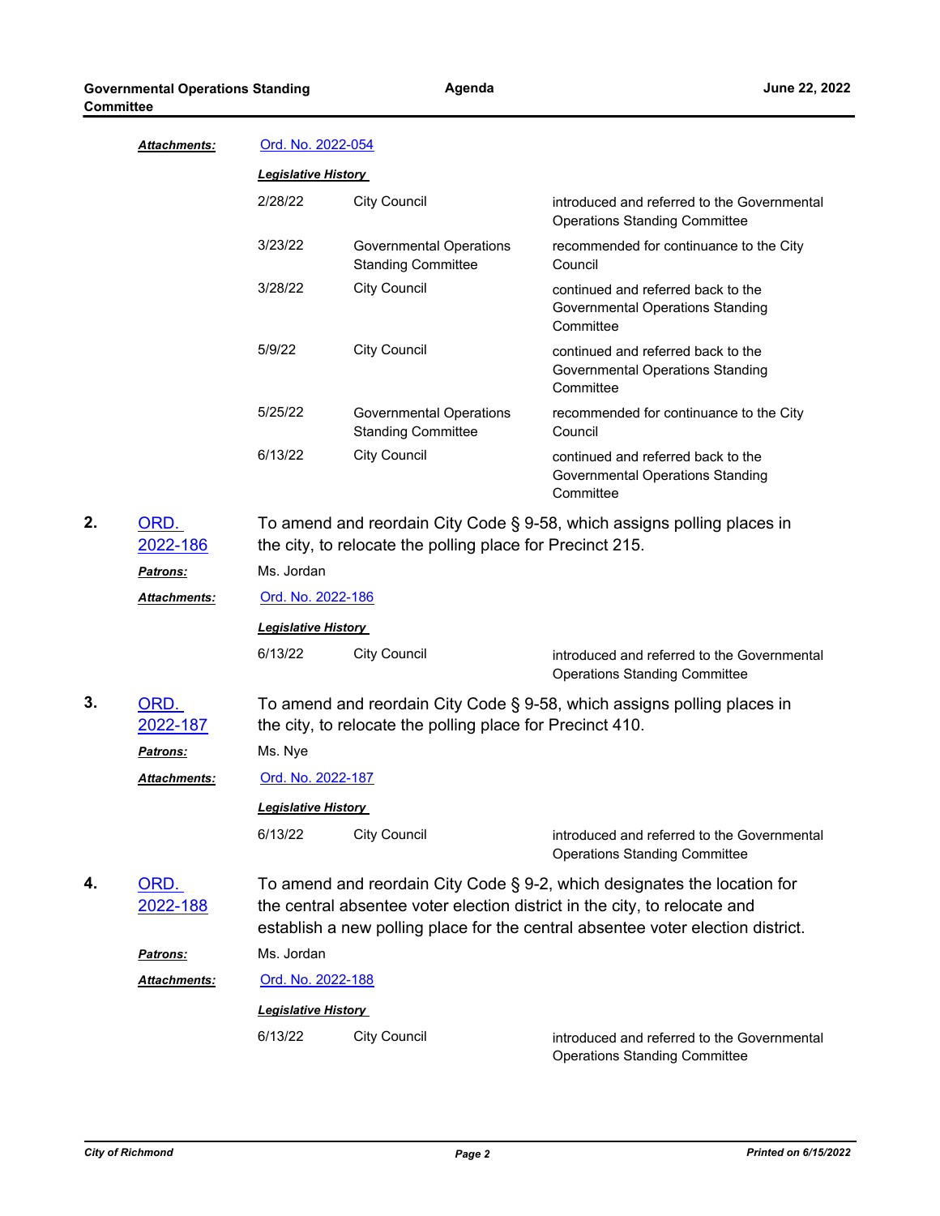***Attachments:*** [Ord. No. 2022-054]

***Legislative History***

| | | |
|---|---|---|
| 2/28/22 | City Council | introduced and referred to the Governmental Operations Standing Committee |
| 3/23/22 | Governmental Operations Standing Committee | recommended for continuance to the City Council |
| 3/28/22 | City Council | continued and referred back to the Governmental Operations Standing Committee |
| 5/9/22 | City Council | continued and referred back to the Governmental Operations Standing Committee |
| 5/25/22 | Governmental Operations Standing Committee | recommended for continuance to the City Council |
| 6/13/22 | City Council | continued and referred back to the Governmental Operations Standing Committee |

**2.** [ORD. 2022-186] To amend and reordain City Code § 9-58, which assigns polling places in the city, to relocate the polling place for Precinct 215.

***Patrons:*** Ms. Jordan

***Attachments:*** [Ord. No. 2022-186]

***Legislative History***

| | | |
|---|---|---|
| 6/13/22 | City Council | introduced and referred to the Governmental Operations Standing Committee |

**3.** [ORD. 2022-187] To amend and reordain City Code § 9-58, which assigns polling places in the city, to relocate the polling place for Precinct 410.

***Patrons:*** Ms. Nye

***Attachments:*** [Ord. No. 2022-187]

***Legislative History***

| | | |
|---|---|---|
| 6/13/22 | City Council | introduced and referred to the Governmental Operations Standing Committee |

**4.** [ORD. 2022-188] To amend and reordain City Code § 9-2, which designates the location for the central absentee voter election district in the city, to relocate and establish a new polling place for the central absentee voter election district.

***Patrons:*** Ms. Jordan

***Attachments:*** [Ord. No. 2022-188]

***Legislative History***

| | | |
|---|---|---|
| 6/13/22 | City Council | introduced and referred to the Governmental Operations Standing Committee |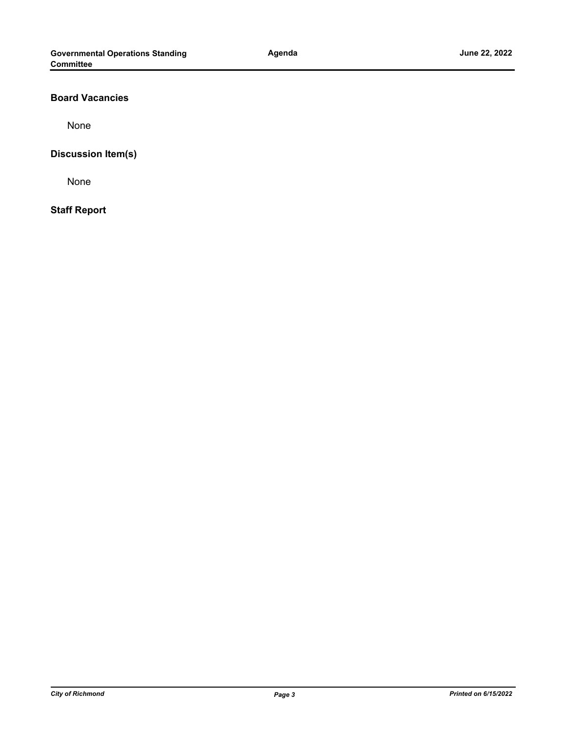## Board Vacancies

None

## Discussion Item(s)

None

## Staff Report